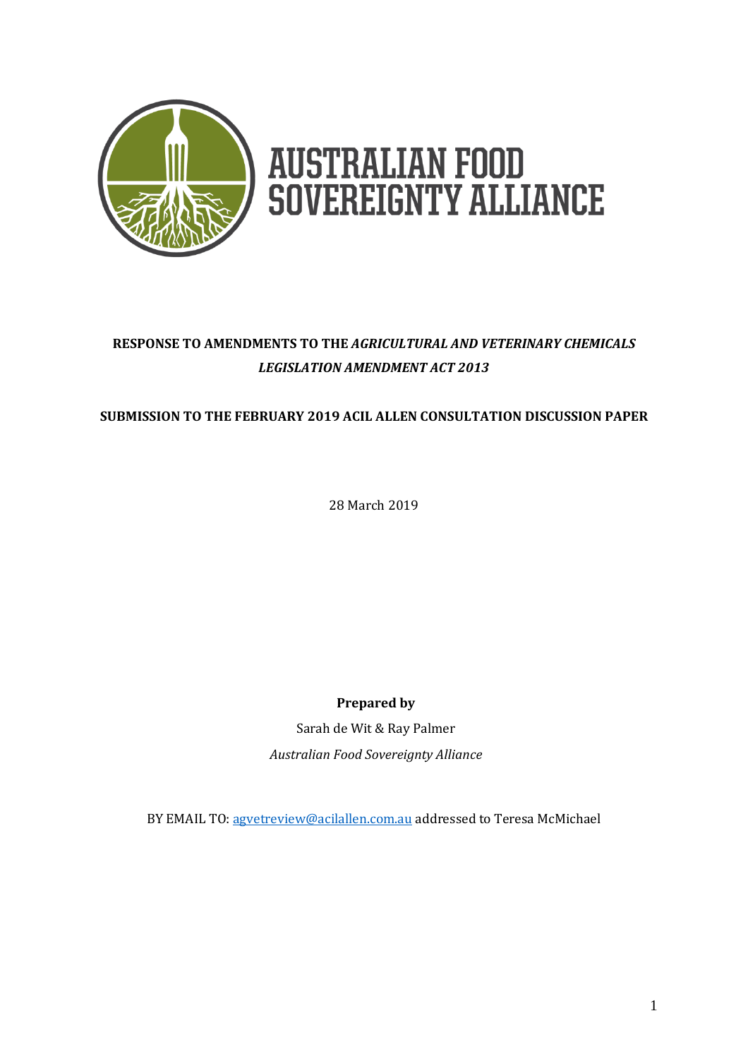AUSTRALIAN FOOD SOVEREIGNTY ALLIANCE

**RESPONSE TO AMENDMENTS TO THE *AGRICULTURAL AND VETERINARY CHEMICALS LEGISLATION AMENDMENT ACT 2013***

**SUBMISSION TO THE FEBRUARY 2019 ACIL ALLEN CONSULTATION DISCUSSION PAPER**

28 March 2019

**Prepared by**

Sarah de Wit & Ray Palmer

*Australian Food Sovereignty Alliance*

BY EMAIL TO: agvetreview@acilallen.com.au addressed to Teresa McMichael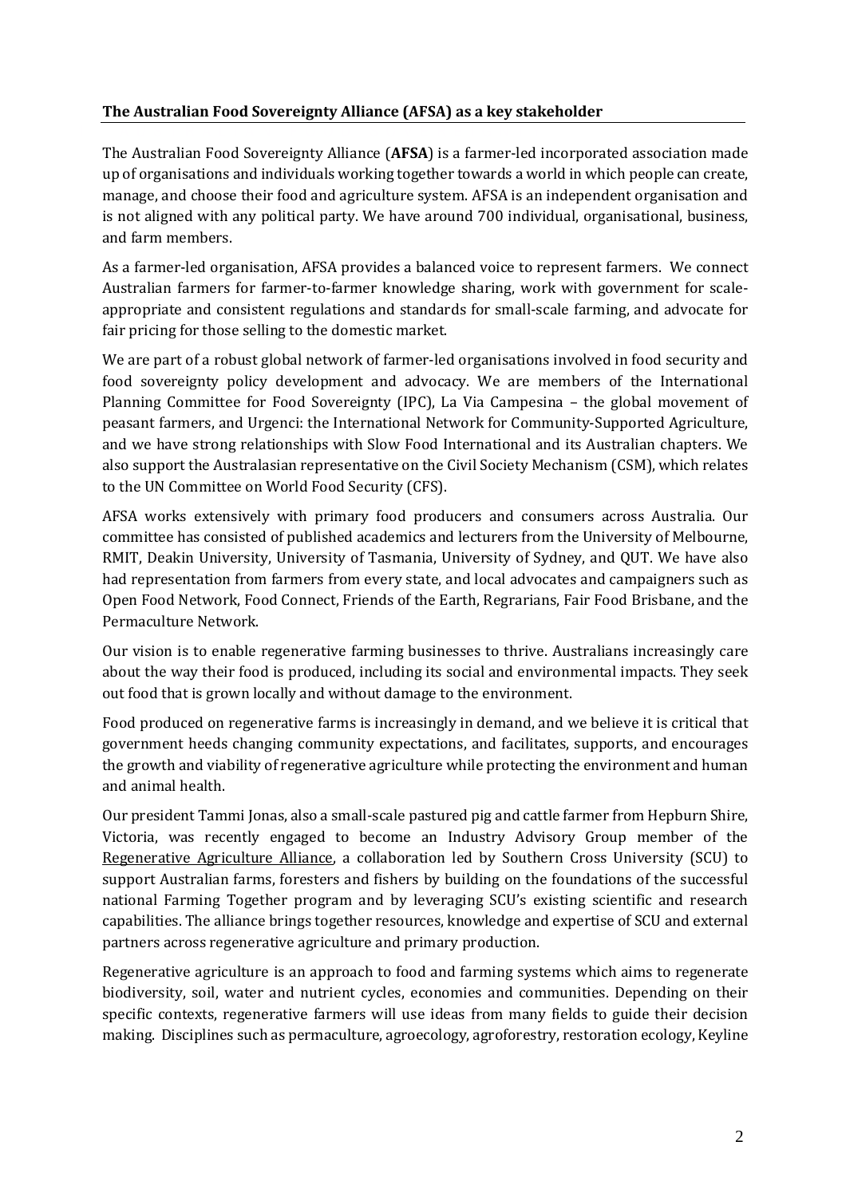**The Australian Food Sovereignty Alliance (AFSA) as a key stakeholder**

The Australian Food Sovereignty Alliance (**AFSA**) is a farmer-led incorporated association made up of organisations and individuals working together towards a world in which people can create, manage, and choose their food and agriculture system. AFSA is an independent organisation and is not aligned with any political party. We have around 700 individual, organisational, business, and farm members.

As a farmer-led organisation, AFSA provides a balanced voice to represent farmers. We connect Australian farmers for farmer-to-farmer knowledge sharing, work with government for scale-appropriate and consistent regulations and standards for small-scale farming, and advocate for fair pricing for those selling to the domestic market.

We are part of a robust global network of farmer-led organisations involved in food security and food sovereignty policy development and advocacy. We are members of the International Planning Committee for Food Sovereignty (IPC), La Via Campesina – the global movement of peasant farmers, and Urgenci: the International Network for Community-Supported Agriculture, and we have strong relationships with Slow Food International and its Australian chapters. We also support the Australasian representative on the Civil Society Mechanism (CSM), which relates to the UN Committee on World Food Security (CFS).

AFSA works extensively with primary food producers and consumers across Australia. Our committee has consisted of published academics and lecturers from the University of Melbourne, RMIT, Deakin University, University of Tasmania, University of Sydney, and QUT. We have also had representation from farmers from every state, and local advocates and campaigners such as Open Food Network, Food Connect, Friends of the Earth, Regrarians, Fair Food Brisbane, and the Permaculture Network.

Our vision is to enable regenerative farming businesses to thrive. Australians increasingly care about the way their food is produced, including its social and environmental impacts. They seek out food that is grown locally and without damage to the environment.

Food produced on regenerative farms is increasingly in demand, and we believe it is critical that government heeds changing community expectations, and facilitates, supports, and encourages the growth and viability of regenerative agriculture while protecting the environment and human and animal health.

Our president Tammi Jonas, also a small-scale pastured pig and cattle farmer from Hepburn Shire, Victoria, was recently engaged to become an Industry Advisory Group member of the Regenerative Agriculture Alliance, a collaboration led by Southern Cross University (SCU) to support Australian farms, foresters and fishers by building on the foundations of the successful national Farming Together program and by leveraging SCU's existing scientific and research capabilities. The alliance brings together resources, knowledge and expertise of SCU and external partners across regenerative agriculture and primary production.

Regenerative agriculture is an approach to food and farming systems which aims to regenerate biodiversity, soil, water and nutrient cycles, economies and communities. Depending on their specific contexts, regenerative farmers will use ideas from many fields to guide their decision making. Disciplines such as permaculture, agroecology, agroforestry, restoration ecology, Keyline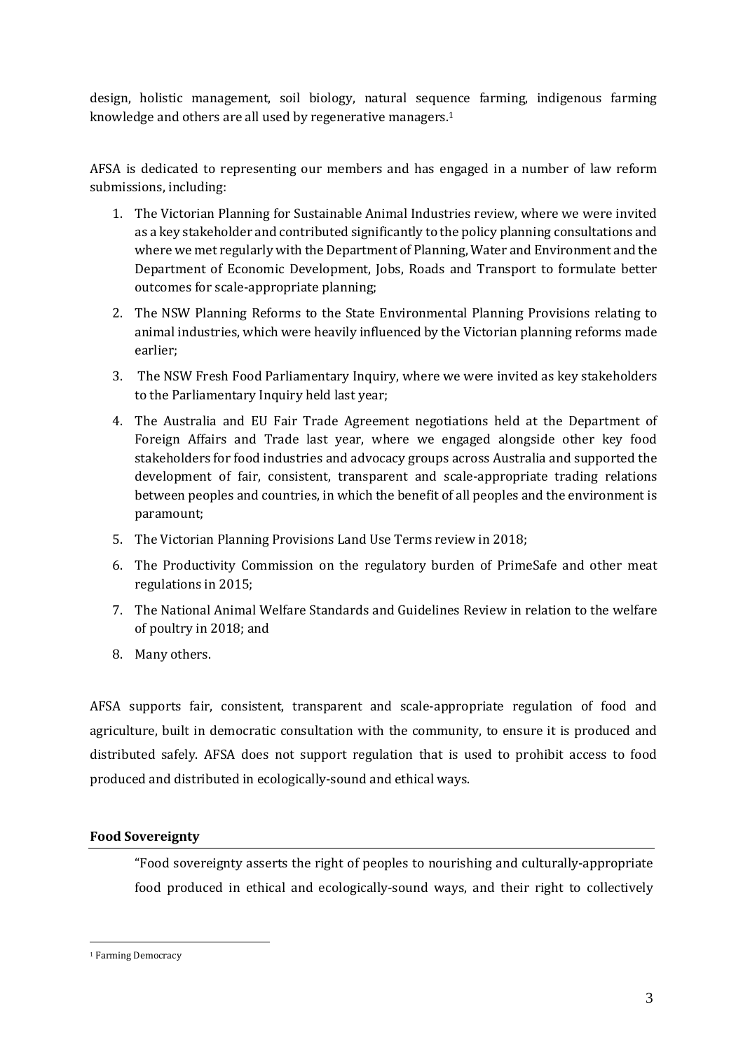design, holistic management, soil biology, natural sequence farming, indigenous farming knowledge and others are all used by regenerative managers.[1]

AFSA is dedicated to representing our members and has engaged in a number of law reform submissions, including:

1. The Victorian Planning for Sustainable Animal Industries review, where we were invited as a key stakeholder and contributed significantly to the policy planning consultations and where we met regularly with the Department of Planning, Water and Environment and the Department of Economic Development, Jobs, Roads and Transport to formulate better outcomes for scale-appropriate planning;
2. The NSW Planning Reforms to the State Environmental Planning Provisions relating to animal industries, which were heavily influenced by the Victorian planning reforms made earlier;
3. The NSW Fresh Food Parliamentary Inquiry, where we were invited as key stakeholders to the Parliamentary Inquiry held last year;
4. The Australia and EU Fair Trade Agreement negotiations held at the Department of Foreign Affairs and Trade last year, where we engaged alongside other key food stakeholders for food industries and advocacy groups across Australia and supported the development of fair, consistent, transparent and scale-appropriate trading relations between peoples and countries, in which the benefit of all peoples and the environment is paramount;
5. The Victorian Planning Provisions Land Use Terms review in 2018;
6. The Productivity Commission on the regulatory burden of PrimeSafe and other meat regulations in 2015;
7. The National Animal Welfare Standards and Guidelines Review in relation to the welfare of poultry in 2018; and
8. Many others.

AFSA supports fair, consistent, transparent and scale-appropriate regulation of food and agriculture, built in democratic consultation with the community, to ensure it is produced and distributed safely. AFSA does not support regulation that is used to prohibit access to food produced and distributed in ecologically-sound and ethical ways.

## Food Sovereignty

> "Food sovereignty asserts the right of peoples to nourishing and culturally-appropriate food produced in ethical and ecologically-sound ways, and their right to collectively

[1] Farming Democracy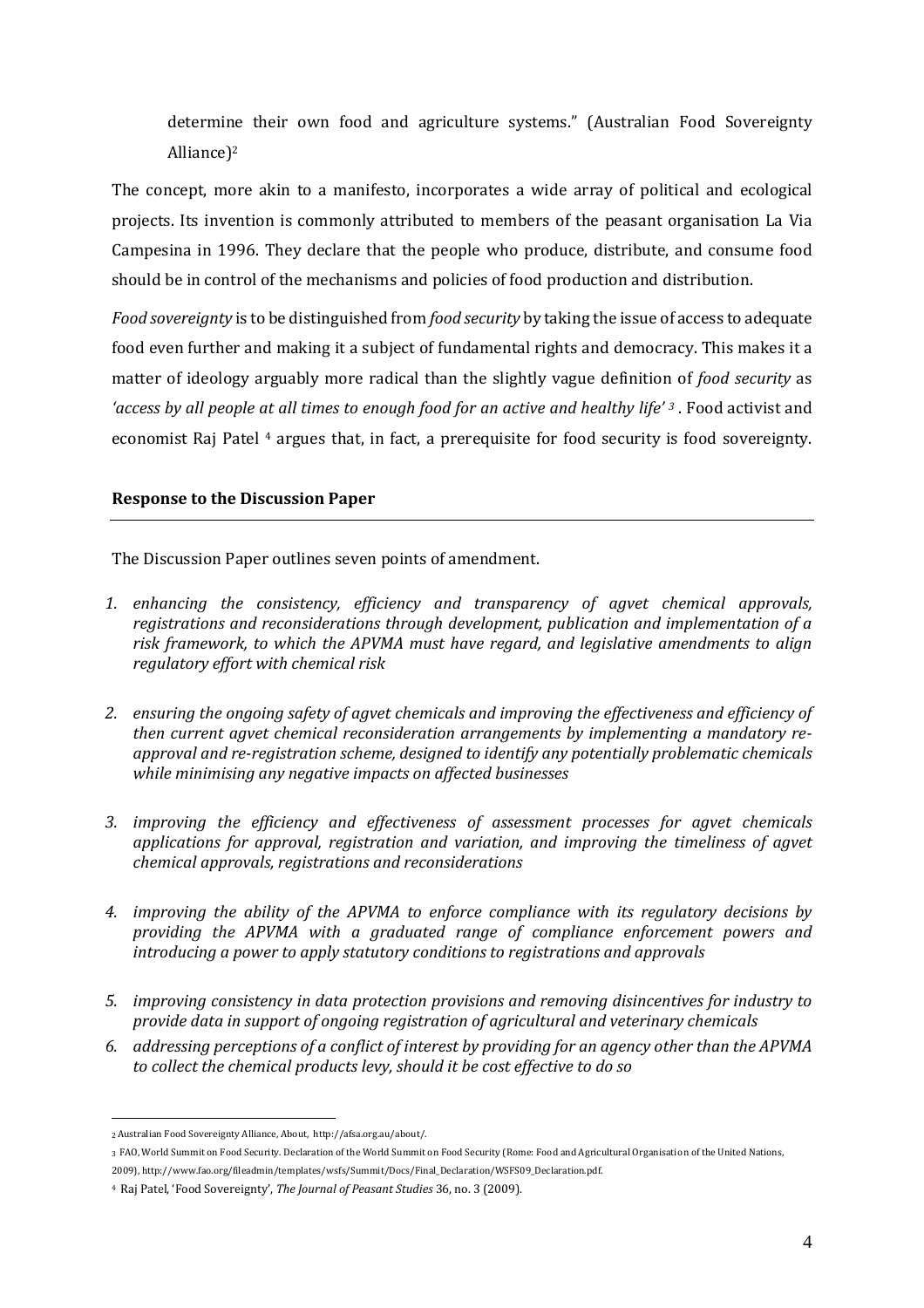determine their own food and agriculture systems." (Australian Food Sovereignty Alliance)[2]

The concept, more akin to a manifesto, incorporates a wide array of political and ecological projects. Its invention is commonly attributed to members of the peasant organisation La Via Campesina in 1996. They declare that the people who produce, distribute, and consume food should be in control of the mechanisms and policies of food production and distribution.

*Food sovereignty* is to be distinguished from *food security* by taking the issue of access to adequate food even further and making it a subject of fundamental rights and democracy. This makes it a matter of ideology arguably more radical than the slightly vague definition of *food security* as *'access by all people at all times to enough food for an active and healthy life'* [3]. Food activist and economist Raj Patel [4] argues that, in fact, a prerequisite for food security is food sovereignty.

## Response to the Discussion Paper

The Discussion Paper outlines seven points of amendment.

1. *enhancing the consistency, efficiency and transparency of agvet chemical approvals, registrations and reconsiderations through development, publication and implementation of a risk framework, to which the APVMA must have regard, and legislative amendments to align regulatory effort with chemical risk*
2. *ensuring the ongoing safety of agvet chemicals and improving the effectiveness and efficiency of then current agvet chemical reconsideration arrangements by implementing a mandatory re-approval and re-registration scheme, designed to identify any potentially problematic chemicals while minimising any negative impacts on affected businesses*
3. *improving the efficiency and effectiveness of assessment processes for agvet chemicals applications for approval, registration and variation, and improving the timeliness of agvet chemical approvals, registrations and reconsiderations*
4. *improving the ability of the APVMA to enforce compliance with its regulatory decisions by providing the APVMA with a graduated range of compliance enforcement powers and introducing a power to apply statutory conditions to registrations and approvals*
5. *improving consistency in data protection provisions and removing disincentives for industry to provide data in support of ongoing registration of agricultural and veterinary chemicals*
6. *addressing perceptions of a conflict of interest by providing for an agency other than the APVMA to collect the chemical products levy, should it be cost effective to do so*

---

[2] Australian Food Sovereignty Alliance, About, http://afsa.org.au/about/.

[3] FAO, World Summit on Food Security. Declaration of the World Summit on Food Security (Rome: Food and Agricultural Organisation of the United Nations, 2009), http://www.fao.org/fileadmin/templates/wsfs/Summit/Docs/Final_Declaration/WSFS09_Declaration.pdf.

[4] Raj Patel, 'Food Sovereignty', *The Journal of Peasant Studies* 36, no. 3 (2009).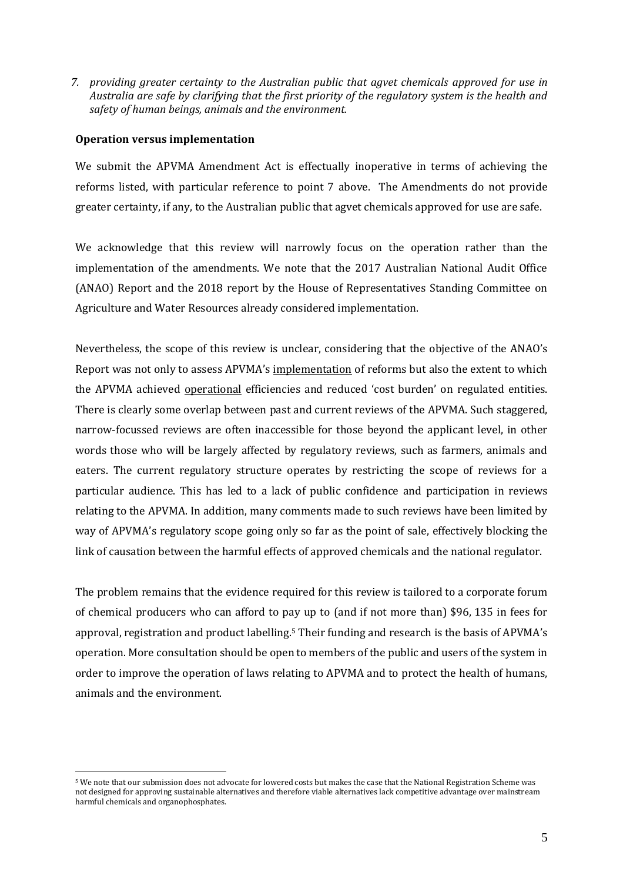7. *providing greater certainty to the Australian public that agvet chemicals approved for use in Australia are safe by clarifying that the first priority of the regulatory system is the health and safety of human beings, animals and the environment.*

**Operation versus implementation**

We submit the APVMA Amendment Act is effectually inoperative in terms of achieving the reforms listed, with particular reference to point 7 above. The Amendments do not provide greater certainty, if any, to the Australian public that agvet chemicals approved for use are safe.

We acknowledge that this review will narrowly focus on the operation rather than the implementation of the amendments. We note that the 2017 Australian National Audit Office (ANAO) Report and the 2018 report by the House of Representatives Standing Committee on Agriculture and Water Resources already considered implementation.

Nevertheless, the scope of this review is unclear, considering that the objective of the ANAO's Report was not only to assess APVMA's implementation of reforms but also the extent to which the APVMA achieved operational efficiencies and reduced 'cost burden' on regulated entities. There is clearly some overlap between past and current reviews of the APVMA. Such staggered, narrow-focussed reviews are often inaccessible for those beyond the applicant level, in other words those who will be largely affected by regulatory reviews, such as farmers, animals and eaters. The current regulatory structure operates by restricting the scope of reviews for a particular audience. This has led to a lack of public confidence and participation in reviews relating to the APVMA. In addition, many comments made to such reviews have been limited by way of APVMA's regulatory scope going only so far as the point of sale, effectively blocking the link of causation between the harmful effects of approved chemicals and the national regulator.

The problem remains that the evidence required for this review is tailored to a corporate forum of chemical producers who can afford to pay up to (and if not more than) $96, 135 in fees for approval, registration and product labelling.[5] Their funding and research is the basis of APVMA's operation. More consultation should be open to members of the public and users of the system in order to improve the operation of laws relating to APVMA and to protect the health of humans, animals and the environment.

[5] We note that our submission does not advocate for lowered costs but makes the case that the National Registration Scheme was not designed for approving sustainable alternatives and therefore viable alternatives lack competitive advantage over mainstream harmful chemicals and organophosphates.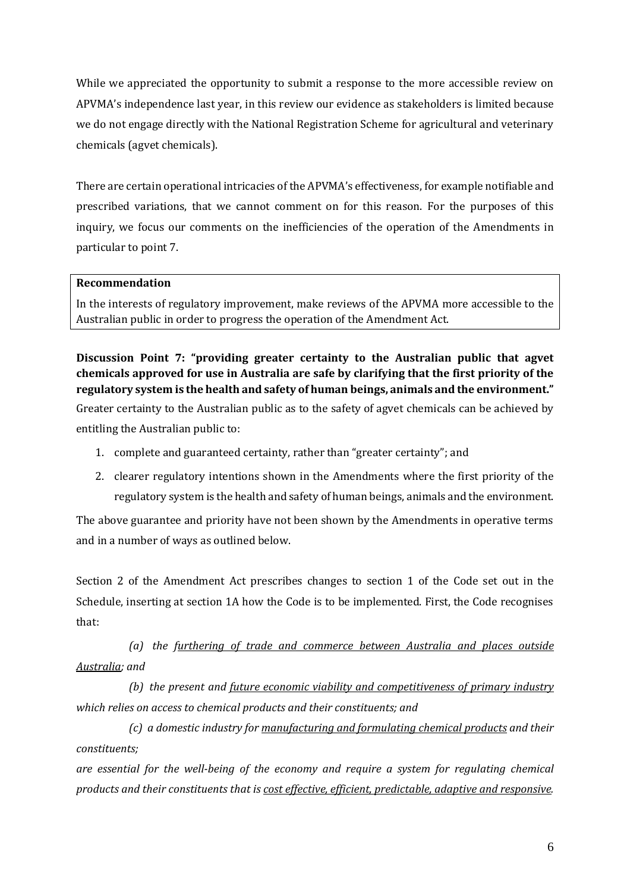While we appreciated the opportunity to submit a response to the more accessible review on APVMA's independence last year, in this review our evidence as stakeholders is limited because we do not engage directly with the National Registration Scheme for agricultural and veterinary chemicals (agvet chemicals).

There are certain operational intricacies of the APVMA's effectiveness, for example notifiable and prescribed variations, that we cannot comment on for this reason. For the purposes of this inquiry, we focus our comments on the inefficiencies of the operation of the Amendments in particular to point 7.

| **Recommendation** |
| --- |
| In the interests of regulatory improvement, make reviews of the APVMA more accessible to the Australian public in order to progress the operation of the Amendment Act. |

**Discussion Point 7: "providing greater certainty to the Australian public that agvet chemicals approved for use in Australia are safe by clarifying that the first priority of the regulatory system is the health and safety of human beings, animals and the environment."**

Greater certainty to the Australian public as to the safety of agvet chemicals can be achieved by entitling the Australian public to:

1. complete and guaranteed certainty, rather than "greater certainty"; and
2. clearer regulatory intentions shown in the Amendments where the first priority of the regulatory system is the health and safety of human beings, animals and the environment.

The above guarantee and priority have not been shown by the Amendments in operative terms and in a number of ways as outlined below.

Section 2 of the Amendment Act prescribes changes to section 1 of the Code set out in the Schedule, inserting at section 1A how the Code is to be implemented. First, the Code recognises that:

> *(a) the <u>furthering of trade and commerce between Australia and places outside Australia</u>; and*
>
> *(b) the present and <u>future economic viability and competitiveness of primary industry</u> which relies on access to chemical products and their constituents; and*
>
> *(c) a domestic industry for <u>manufacturing and formulating chemical products</u> and their constituents;*
>
> *are essential for the well-being of the economy and require a system for regulating chemical products and their constituents that is <u>cost effective, efficient, predictable, adaptive and responsive</u>.*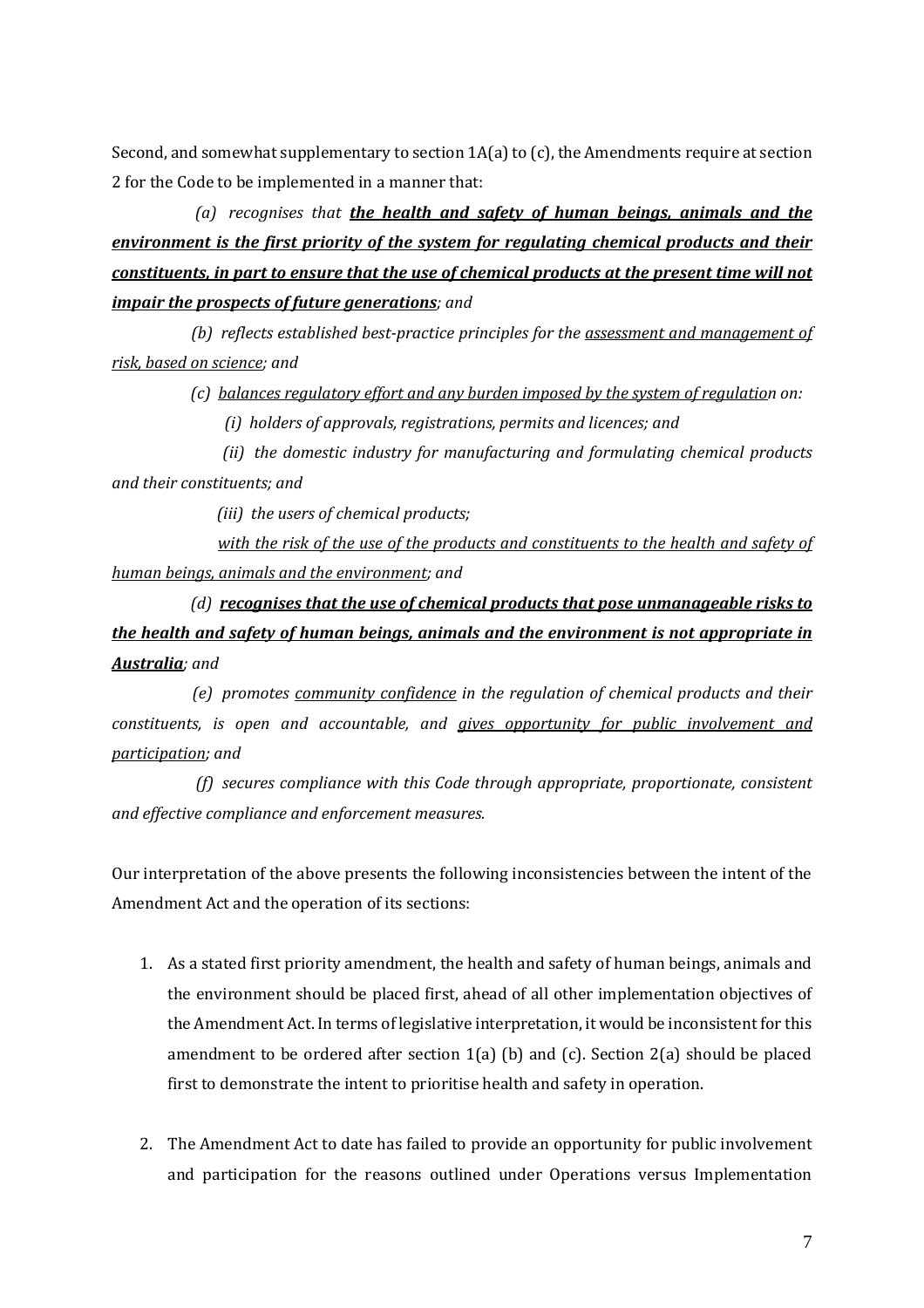Second, and somewhat supplementary to section 1A(a) to (c), the Amendments require at section 2 for the Code to be implemented in a manner that:

> *(a) recognises that* ***<u>the health and safety of human beings, animals and the environment is the first priority of the system for regulating chemical products and their constituents, in part to ensure that the use of chemical products at the present time will not impair the prospects of future generations</u>****; and*
>
> *(b) reflects established best-practice principles for the <u>assessment and management of risk, based on science</u>; and*
>
> *(c) <u>balances regulatory effort and any burden imposed by the system of regulatio</u>n on:*
>
> *(i) holders of approvals, registrations, permits and licences; and*
>
> *(ii) the domestic industry for manufacturing and formulating chemical products and their constituents; and*
>
> *(iii) the users of chemical products;*
>
> *<u>with the risk of the use of the products and constituents to the health and safety of human beings, animals and the environment</u>; and*
>
> *(d)* ***<u>recognises that the use of chemical products that pose unmanageable risks to the health and safety of human beings, animals and the environment is not appropriate in Australia</u>****; and*
>
> *(e) promotes <u>community confidence</u> in the regulation of chemical products and their constituents, is open and accountable, and <u>gives opportunity for public involvement and participation</u>; and*
>
> *(f) secures compliance with this Code through appropriate, proportionate, consistent and effective compliance and enforcement measures.*

Our interpretation of the above presents the following inconsistencies between the intent of the Amendment Act and the operation of its sections:

1. As a stated first priority amendment, the health and safety of human beings, animals and the environment should be placed first, ahead of all other implementation objectives of the Amendment Act. In terms of legislative interpretation, it would be inconsistent for this amendment to be ordered after section 1(a) (b) and (c). Section 2(a) should be placed first to demonstrate the intent to prioritise health and safety in operation.

2. The Amendment Act to date has failed to provide an opportunity for public involvement and participation for the reasons outlined under Operations versus Implementation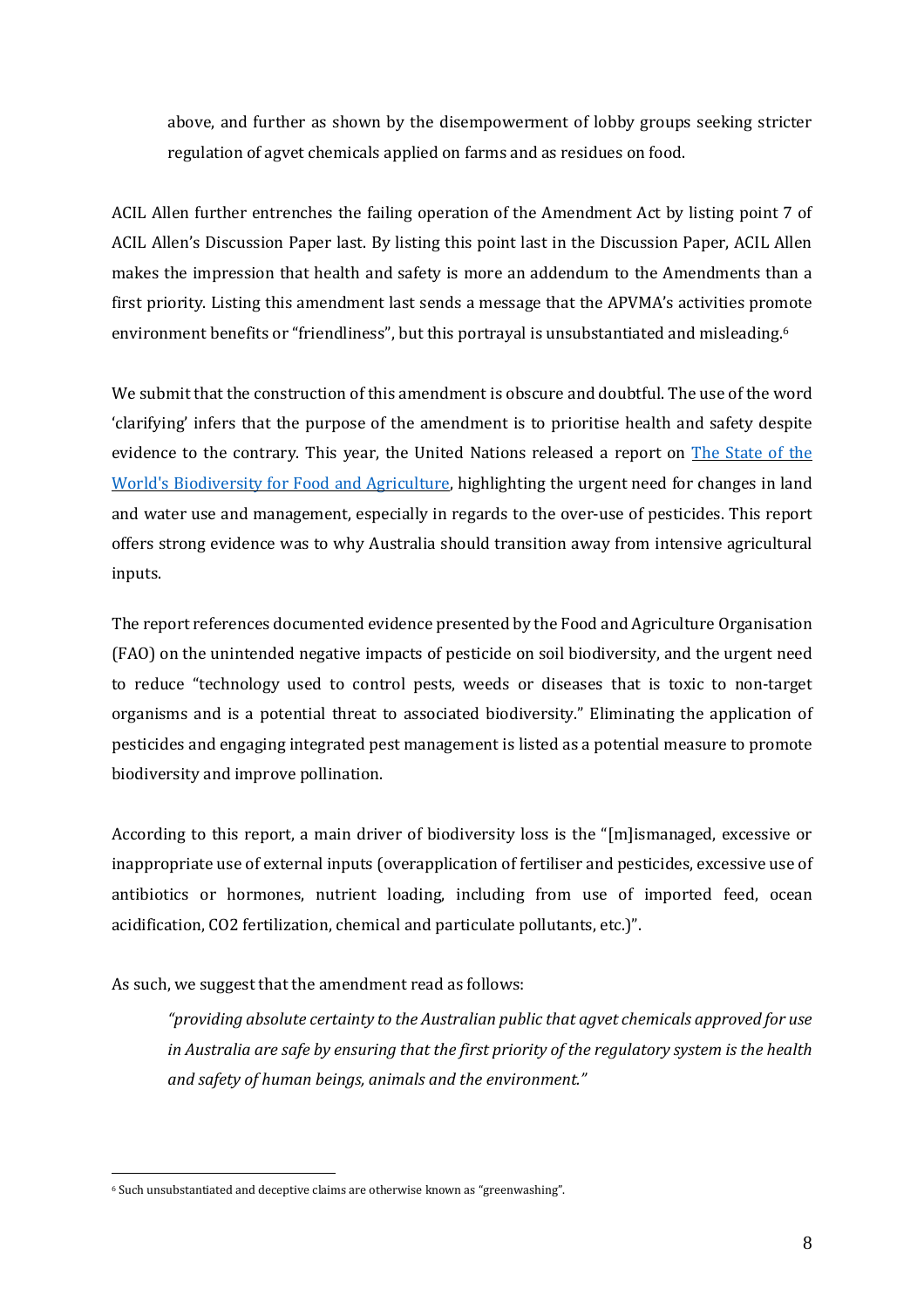above, and further as shown by the disempowerment of lobby groups seeking stricter regulation of agvet chemicals applied on farms and as residues on food.

ACIL Allen further entrenches the failing operation of the Amendment Act by listing point 7 of ACIL Allen's Discussion Paper last. By listing this point last in the Discussion Paper, ACIL Allen makes the impression that health and safety is more an addendum to the Amendments than a first priority. Listing this amendment last sends a message that the APVMA's activities promote environment benefits or "friendliness", but this portrayal is unsubstantiated and misleading.[6]

We submit that the construction of this amendment is obscure and doubtful. The use of the word 'clarifying' infers that the purpose of the amendment is to prioritise health and safety despite evidence to the contrary. This year, the United Nations released a report on [The State of the World's Biodiversity for Food and Agriculture](), highlighting the urgent need for changes in land and water use and management, especially in regards to the over-use of pesticides. This report offers strong evidence was to why Australia should transition away from intensive agricultural inputs.

The report references documented evidence presented by the Food and Agriculture Organisation (FAO) on the unintended negative impacts of pesticide on soil biodiversity, and the urgent need to reduce "technology used to control pests, weeds or diseases that is toxic to non-target organisms and is a potential threat to associated biodiversity." Eliminating the application of pesticides and engaging integrated pest management is listed as a potential measure to promote biodiversity and improve pollination.

According to this report, a main driver of biodiversity loss is the "[m]ismanaged, excessive or inappropriate use of external inputs (overapplication of fertiliser and pesticides, excessive use of antibiotics or hormones, nutrient loading, including from use of imported feed, ocean acidification, CO2 fertilization, chemical and particulate pollutants, etc.)".

As such, we suggest that the amendment read as follows:

> *"providing absolute certainty to the Australian public that agvet chemicals approved for use in Australia are safe by ensuring that the first priority of the regulatory system is the health and safety of human beings, animals and the environment."*

---

[6] Such unsubstantiated and deceptive claims are otherwise known as "greenwashing".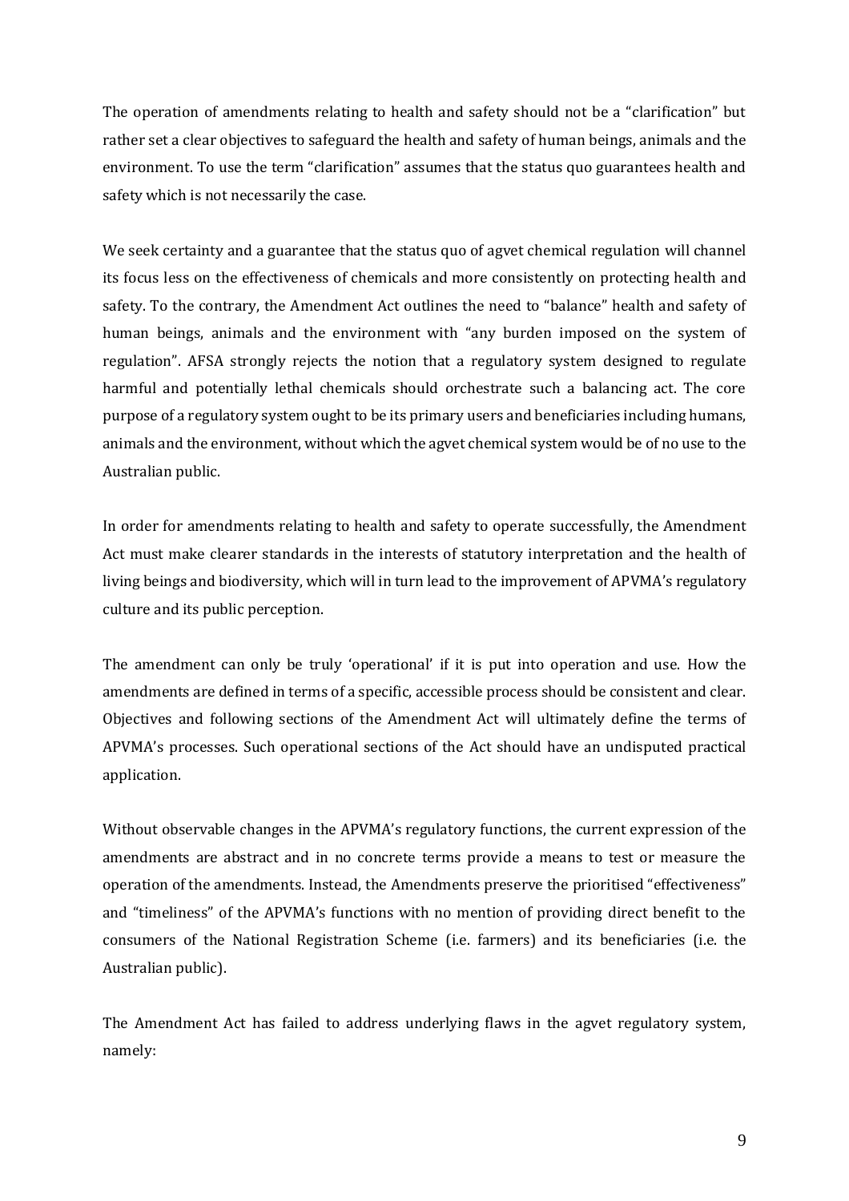The operation of amendments relating to health and safety should not be a "clarification" but rather set a clear objectives to safeguard the health and safety of human beings, animals and the environment. To use the term "clarification" assumes that the status quo guarantees health and safety which is not necessarily the case.

We seek certainty and a guarantee that the status quo of agvet chemical regulation will channel its focus less on the effectiveness of chemicals and more consistently on protecting health and safety. To the contrary, the Amendment Act outlines the need to "balance" health and safety of human beings, animals and the environment with "any burden imposed on the system of regulation". AFSA strongly rejects the notion that a regulatory system designed to regulate harmful and potentially lethal chemicals should orchestrate such a balancing act. The core purpose of a regulatory system ought to be its primary users and beneficiaries including humans, animals and the environment, without which the agvet chemical system would be of no use to the Australian public.

In order for amendments relating to health and safety to operate successfully, the Amendment Act must make clearer standards in the interests of statutory interpretation and the health of living beings and biodiversity, which will in turn lead to the improvement of APVMA's regulatory culture and its public perception.

The amendment can only be truly 'operational' if it is put into operation and use. How the amendments are defined in terms of a specific, accessible process should be consistent and clear. Objectives and following sections of the Amendment Act will ultimately define the terms of APVMA's processes. Such operational sections of the Act should have an undisputed practical application.

Without observable changes in the APVMA's regulatory functions, the current expression of the amendments are abstract and in no concrete terms provide a means to test or measure the operation of the amendments. Instead, the Amendments preserve the prioritised "effectiveness" and "timeliness" of the APVMA's functions with no mention of providing direct benefit to the consumers of the National Registration Scheme (i.e. farmers) and its beneficiaries (i.e. the Australian public).

The Amendment Act has failed to address underlying flaws in the agvet regulatory system, namely: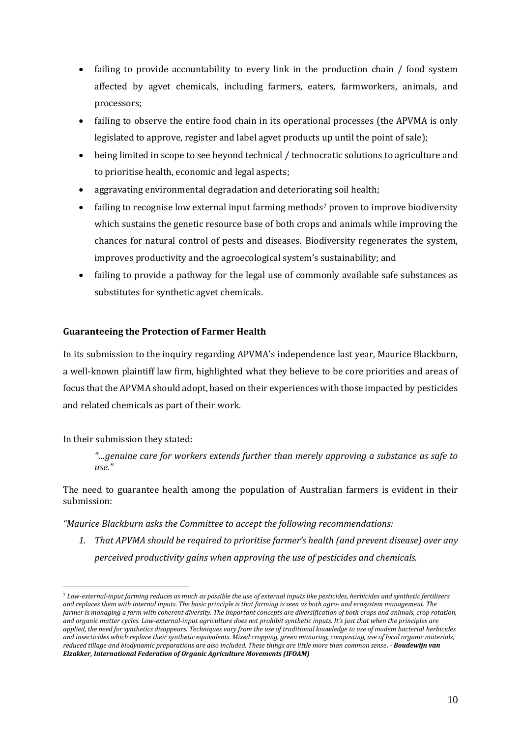- failing to provide accountability to every link in the production chain / food system affected by agvet chemicals, including farmers, eaters, farmworkers, animals, and processors;
- failing to observe the entire food chain in its operational processes (the APVMA is only legislated to approve, register and label agvet products up until the point of sale);
- being limited in scope to see beyond technical / technocratic solutions to agriculture and to prioritise health, economic and legal aspects;
- aggravating environmental degradation and deteriorating soil health;
- failing to recognise low external input farming methods[7] proven to improve biodiversity which sustains the genetic resource base of both crops and animals while improving the chances for natural control of pests and diseases. Biodiversity regenerates the system, improves productivity and the agroecological system's sustainability; and
- failing to provide a pathway for the legal use of commonly available safe substances as substitutes for synthetic agvet chemicals.

### Guaranteeing the Protection of Farmer Health

In its submission to the inquiry regarding APVMA's independence last year, Maurice Blackburn, a well-known plaintiff law firm, highlighted what they believe to be core priorities and areas of focus that the APVMA should adopt, based on their experiences with those impacted by pesticides and related chemicals as part of their work.

In their submission they stated:

> *"…genuine care for workers extends further than merely approving a substance as safe to use."*

The need to guarantee health among the population of Australian farmers is evident in their submission:

*"Maurice Blackburn asks the Committee to accept the following recommendations:*

1. *That APVMA should be required to prioritise farmer's health (and prevent disease) over any perceived productivity gains when approving the use of pesticides and chemicals.*

---

[7] *Low-external-input farming reduces as much as possible the use of external inputs like pesticides, herbicides and synthetic fertilizers and replaces them with internal inputs. The basic principle is that farming is seen as both agro- and ecosystem management. The farmer is managing a farm with coherent diversity. The important concepts are diversification of both crops and animals, crop rotation, and organic matter cycles. Low-external-input agriculture does not prohibit synthetic inputs. It's just that when the principles are applied, the need for synthetics disappears. Techniques vary from the use of traditional knowledge to use of modem bacterial herbicides and insecticides which replace their synthetic equivalents. Mixed cropping, green manuring, composting, use of local organic materials, reduced tillage and biodynamic preparations are also included. These things are little more than common sense. -* ***Boudewijn van Elzakker, International Federation of Organic Agriculture Movements (IFOAM)***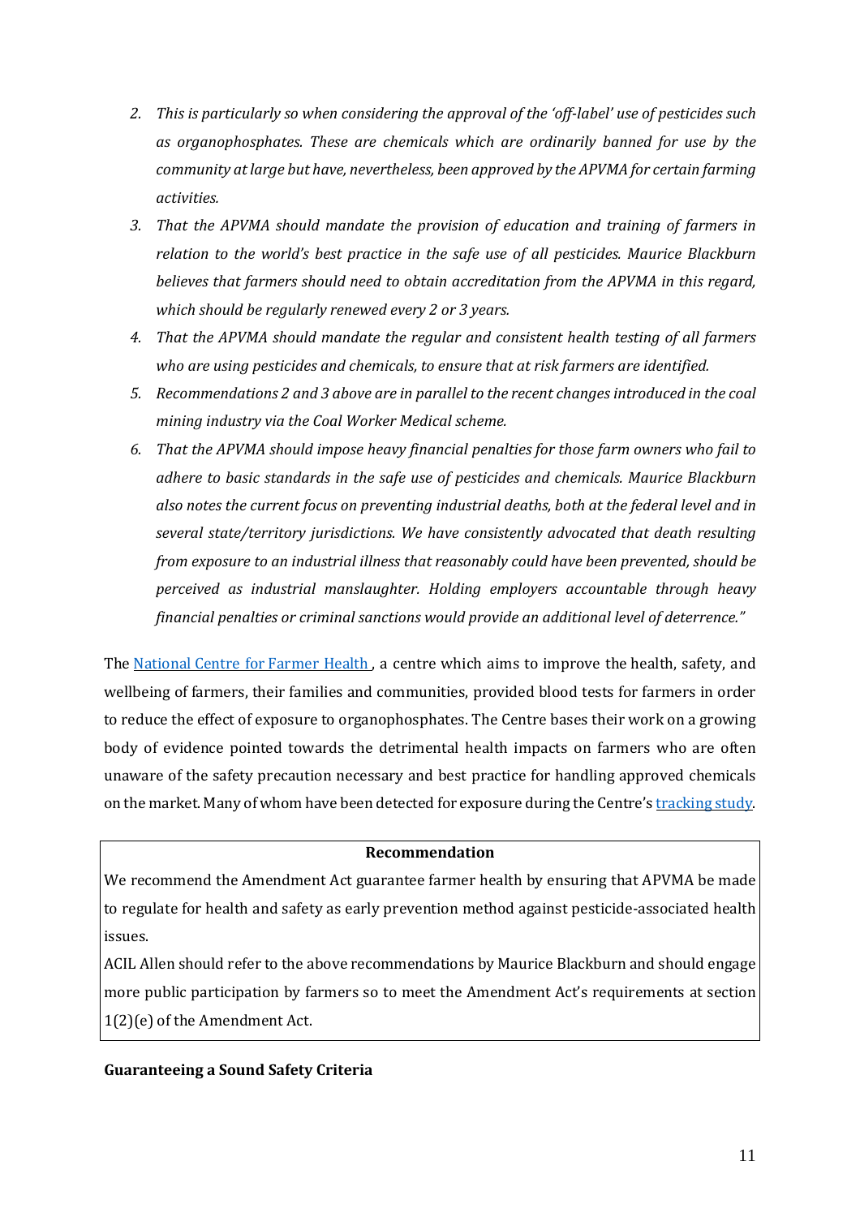2. *This is particularly so when considering the approval of the 'off-label' use of pesticides such as organophosphates. These are chemicals which are ordinarily banned for use by the community at large but have, nevertheless, been approved by the APVMA for certain farming activities.*
3. *That the APVMA should mandate the provision of education and training of farmers in relation to the world's best practice in the safe use of all pesticides. Maurice Blackburn believes that farmers should need to obtain accreditation from the APVMA in this regard, which should be regularly renewed every 2 or 3 years.*
4. *That the APVMA should mandate the regular and consistent health testing of all farmers who are using pesticides and chemicals, to ensure that at risk farmers are identified.*
5. *Recommendations 2 and 3 above are in parallel to the recent changes introduced in the coal mining industry via the Coal Worker Medical scheme.*
6. *That the APVMA should impose heavy financial penalties for those farm owners who fail to adhere to basic standards in the safe use of pesticides and chemicals. Maurice Blackburn also notes the current focus on preventing industrial deaths, both at the federal level and in several state/territory jurisdictions. We have consistently advocated that death resulting from exposure to an industrial illness that reasonably could have been prevented, should be perceived as industrial manslaughter. Holding employers accountable through heavy financial penalties or criminal sanctions would provide an additional level of deterrence."*

The [National Centre for Farmer Health](), a centre which aims to improve the health, safety, and wellbeing of farmers, their families and communities, provided blood tests for farmers in order to reduce the effect of exposure to organophosphates. The Centre bases their work on a growing body of evidence pointed towards the detrimental health impacts on farmers who are often unaware of the safety precaution necessary and best practice for handling approved chemicals on the market. Many of whom have been detected for exposure during the Centre's [tracking study]().

| **Recommendation** |
| --- |
| We recommend the Amendment Act guarantee farmer health by ensuring that APVMA be made to regulate for health and safety as early prevention method against pesticide-associated health issues.<br>ACIL Allen should refer to the above recommendations by Maurice Blackburn and should engage more public participation by farmers so to meet the Amendment Act's requirements at section 1(2)(e) of the Amendment Act. |

**Guaranteeing a Sound Safety Criteria**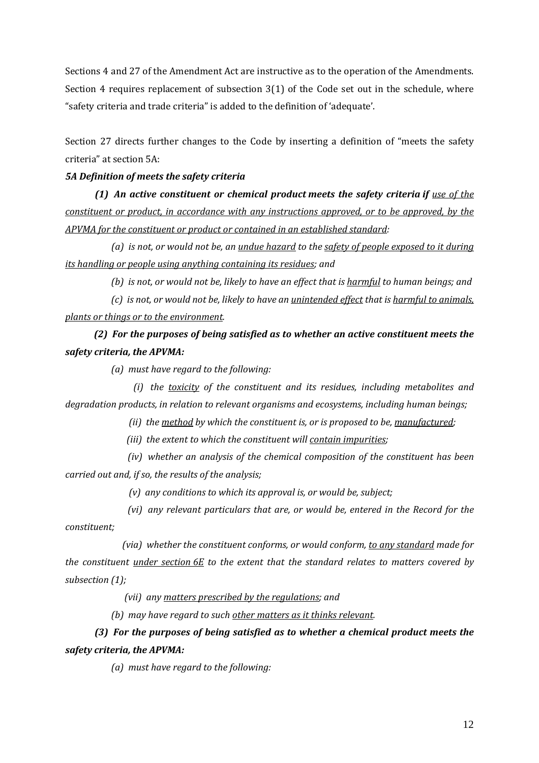Sections 4 and 27 of the Amendment Act are instructive as to the operation of the Amendments. Section 4 requires replacement of subsection 3(1) of the Code set out in the schedule, where "safety criteria and trade criteria" is added to the definition of 'adequate'.

Section 27 directs further changes to the Code by inserting a definition of "meets the safety criteria" at section 5A:

***5A Definition of meets the safety criteria***

***(1) An active constituent or chemical product meets the safety criteria if*** *<u>use of the constituent or product, in accordance with any instructions approved, or to be approved, by the APVMA for the constituent or product or contained in an established standard</u>:*

*(a) is not, or would not be, an <u>undue hazard</u> to the <u>safety of people exposed to it during its handling or people using anything containing its residues</u>; and*

*(b) is not, or would not be, likely to have an effect that is <u>harmful</u> to human beings; and*

*(c) is not, or would not be, likely to have an <u>unintended effect</u> that is <u>harmful to animals, plants or things or to the environment</u>.*

***(2) For the purposes of being satisfied as to whether an active constituent meets the safety criteria, the APVMA:***

*(a) must have regard to the following:*

*(i) the <u>toxicity</u> of the constituent and its residues, including metabolites and degradation products, in relation to relevant organisms and ecosystems, including human beings;*

*(ii) the <u>method</u> by which the constituent is, or is proposed to be, <u>manufactured</u>;*

*(iii) the extent to which the constituent will <u>contain impurities</u>;*

*(iv) whether an analysis of the chemical composition of the constituent has been carried out and, if so, the results of the analysis;*

*(v) any conditions to which its approval is, or would be, subject;*

*(vi) any relevant particulars that are, or would be, entered in the Record for the constituent;*

*(via) whether the constituent conforms, or would conform, <u>to any standard</u> made for the constituent <u>under section 6E</u> to the extent that the standard relates to matters covered by subsection (1);*

*(vii) any <u>matters prescribed by the regulations</u>; and*

*(b) may have regard to such <u>other matters as it thinks relevant</u>.*

***(3) For the purposes of being satisfied as to whether a chemical product meets the safety criteria, the APVMA:***

*(a) must have regard to the following:*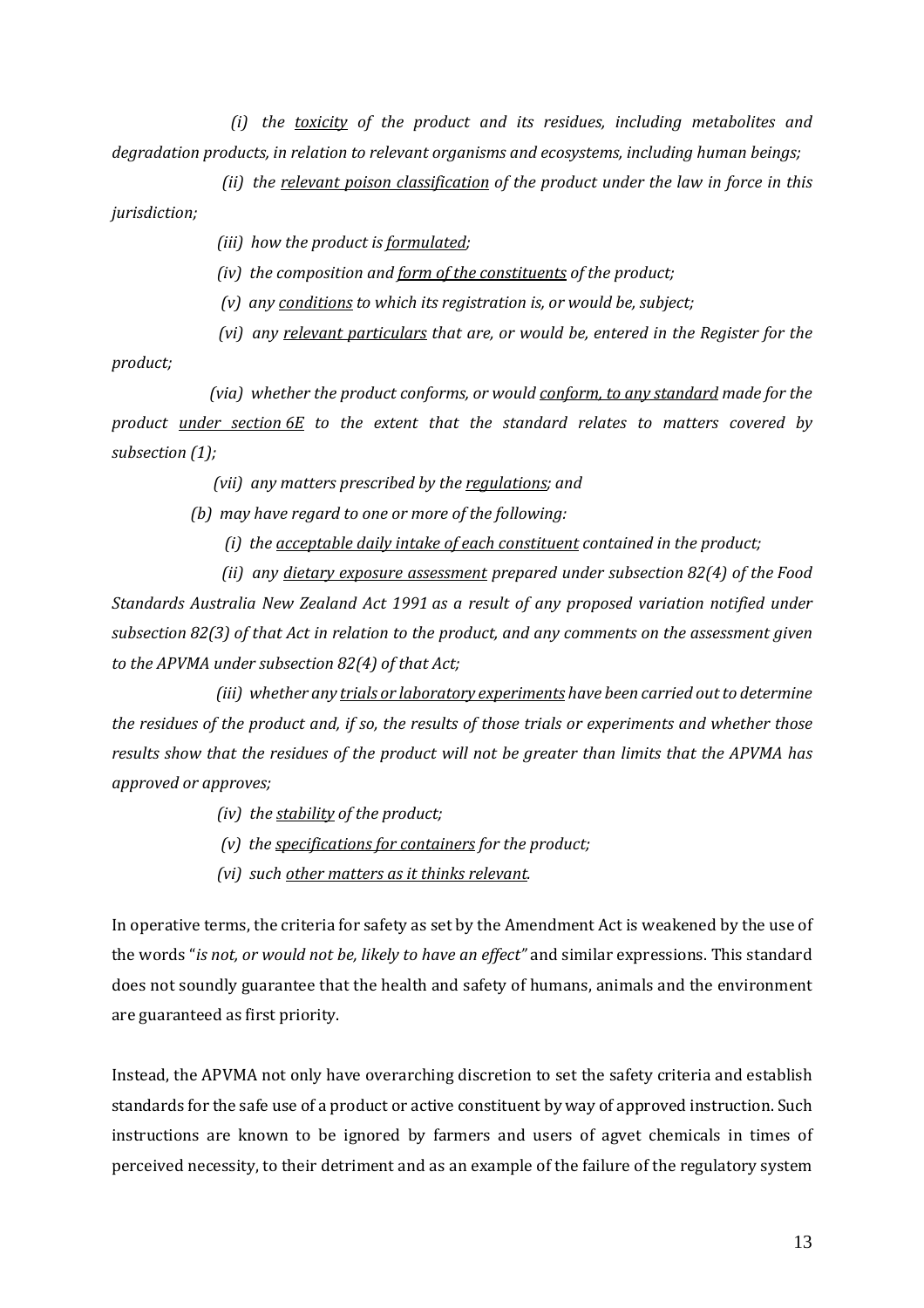*(i) the <u>toxicity</u> of the product and its residues, including metabolites and degradation products, in relation to relevant organisms and ecosystems, including human beings;*

*(ii) the <u>relevant poison classification</u> of the product under the law in force in this jurisdiction;*

*(iii) how the product is <u>formulated</u>;*

*(iv) the composition and <u>form of the constituents</u> of the product;*

*(v) any <u>conditions</u> to which its registration is, or would be, subject;*

*(vi) any <u>relevant particulars</u> that are, or would be, entered in the Register for the product;*

*(via) whether the product conforms, or would <u>conform, to any standard</u> made for the product <u>under section 6E</u> to the extent that the standard relates to matters covered by subsection (1);*

*(vii) any matters prescribed by the <u>regulations</u>; and*

*(b) may have regard to one or more of the following:*

*(i) the <u>acceptable daily intake of each constituent</u> contained in the product;*

*(ii) any <u>dietary exposure assessment</u> prepared under subsection 82(4) of the Food Standards Australia New Zealand Act 1991 as a result of any proposed variation notified under subsection 82(3) of that Act in relation to the product, and any comments on the assessment given to the APVMA under subsection 82(4) of that Act;*

*(iii) whether any <u>trials or laboratory experiments</u> have been carried out to determine the residues of the product and, if so, the results of those trials or experiments and whether those results show that the residues of the product will not be greater than limits that the APVMA has approved or approves;*

*(iv) the <u>stability</u> of the product;*

*(v) the <u>specifications for containers</u> for the product;*

*(vi) such <u>other matters as it thinks relevant</u>.*

In operative terms, the criteria for safety as set by the Amendment Act is weakened by the use of the words "*is not, or would not be, likely to have an effect"* and similar expressions. This standard does not soundly guarantee that the health and safety of humans, animals and the environment are guaranteed as first priority.

Instead, the APVMA not only have overarching discretion to set the safety criteria and establish standards for the safe use of a product or active constituent by way of approved instruction. Such instructions are known to be ignored by farmers and users of agvet chemicals in times of perceived necessity, to their detriment and as an example of the failure of the regulatory system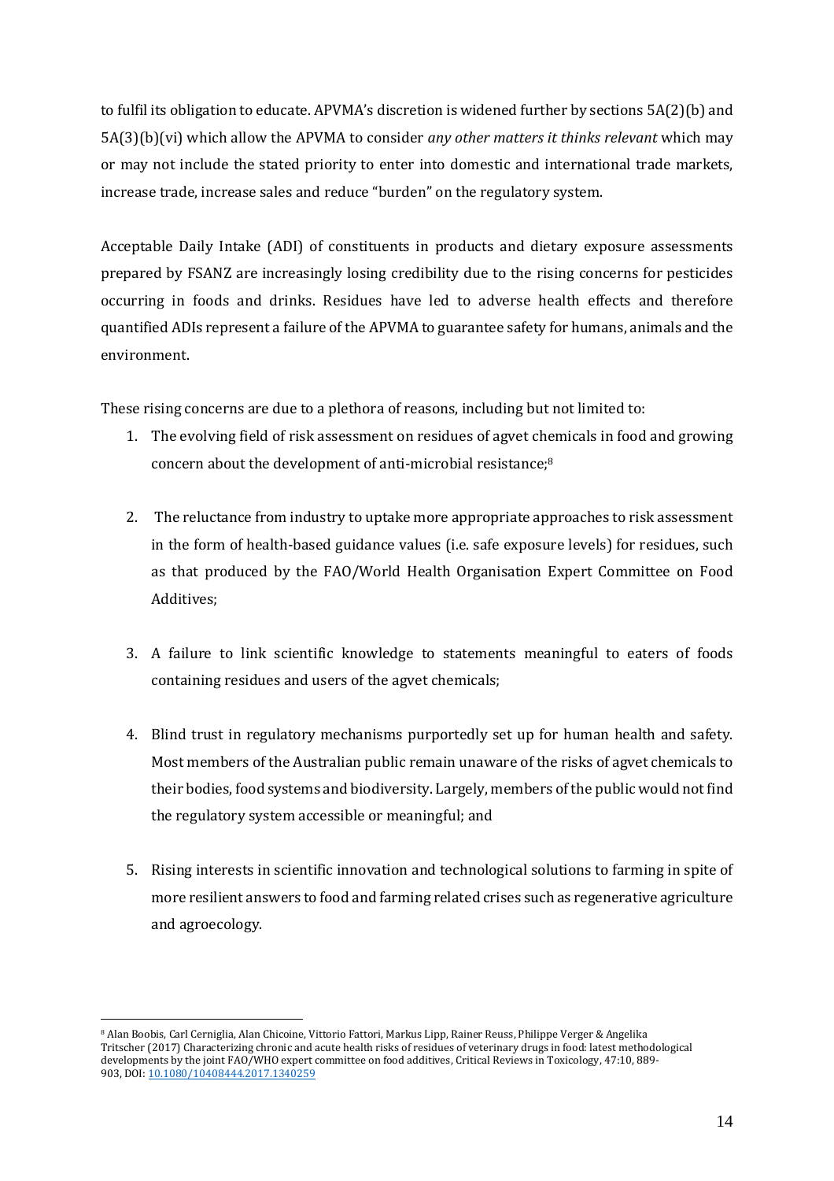to fulfil its obligation to educate. APVMA's discretion is widened further by sections 5A(2)(b) and 5A(3)(b)(vi) which allow the APVMA to consider *any other matters it thinks relevant* which may or may not include the stated priority to enter into domestic and international trade markets, increase trade, increase sales and reduce "burden" on the regulatory system.

Acceptable Daily Intake (ADI) of constituents in products and dietary exposure assessments prepared by FSANZ are increasingly losing credibility due to the rising concerns for pesticides occurring in foods and drinks. Residues have led to adverse health effects and therefore quantified ADIs represent a failure of the APVMA to guarantee safety for humans, animals and the environment.

These rising concerns are due to a plethora of reasons, including but not limited to:

1. The evolving field of risk assessment on residues of agvet chemicals in food and growing concern about the development of anti-microbial resistance;[8]

2. The reluctance from industry to uptake more appropriate approaches to risk assessment in the form of health-based guidance values (i.e. safe exposure levels) for residues, such as that produced by the FAO/World Health Organisation Expert Committee on Food Additives;

3. A failure to link scientific knowledge to statements meaningful to eaters of foods containing residues and users of the agvet chemicals;

4. Blind trust in regulatory mechanisms purportedly set up for human health and safety. Most members of the Australian public remain unaware of the risks of agvet chemicals to their bodies, food systems and biodiversity. Largely, members of the public would not find the regulatory system accessible or meaningful; and

5. Rising interests in scientific innovation and technological solutions to farming in spite of more resilient answers to food and farming related crises such as regenerative agriculture and agroecology.

[8] Alan Boobis, Carl Cerniglia, Alan Chicoine, Vittorio Fattori, Markus Lipp, Rainer Reuss, Philippe Verger & Angelika Tritscher (2017) Characterizing chronic and acute health risks of residues of veterinary drugs in food: latest methodological developments by the joint FAO/WHO expert committee on food additives, Critical Reviews in Toxicology, 47:10, 889-903, DOI: 10.1080/10408444.2017.1340259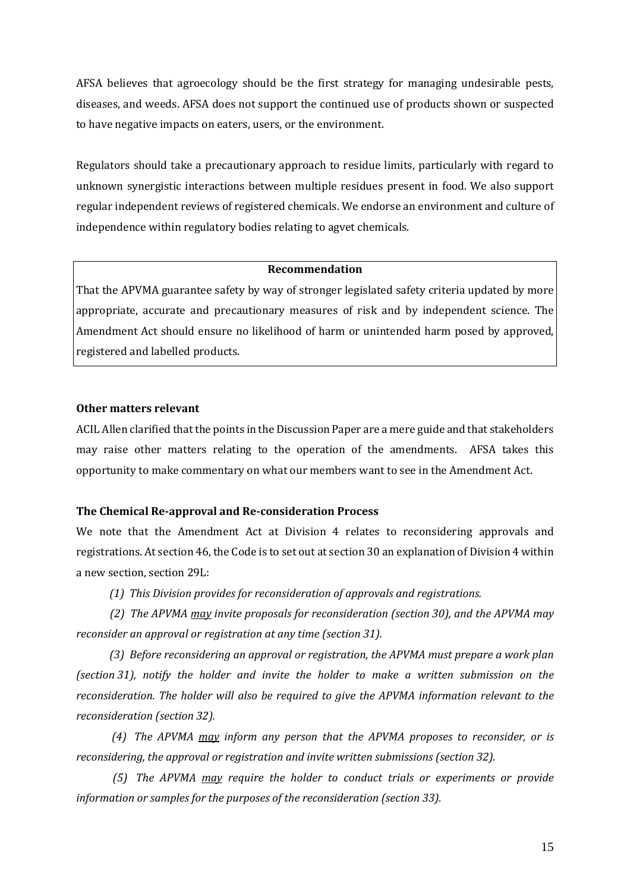AFSA believes that agroecology should be the first strategy for managing undesirable pests, diseases, and weeds. AFSA does not support the continued use of products shown or suspected to have negative impacts on eaters, users, or the environment.

Regulators should take a precautionary approach to residue limits, particularly with regard to unknown synergistic interactions between multiple residues present in food. We also support regular independent reviews of registered chemicals. We endorse an environment and culture of independence within regulatory bodies relating to agvet chemicals.

| **Recommendation** |
| --- |
| That the APVMA guarantee safety by way of stronger legislated safety criteria updated by more appropriate, accurate and precautionary measures of risk and by independent science. The Amendment Act should ensure no likelihood of harm or unintended harm posed by approved, registered and labelled products. |

**Other matters relevant**

ACIL Allen clarified that the points in the Discussion Paper are a mere guide and that stakeholders may raise other matters relating to the operation of the amendments. AFSA takes this opportunity to make commentary on what our members want to see in the Amendment Act.

**The Chemical Re-approval and Re-consideration Process**

We note that the Amendment Act at Division 4 relates to reconsidering approvals and registrations. At section 46, the Code is to set out at section 30 an explanation of Division 4 within a new section, section 29L:

*(1) This Division provides for reconsideration of approvals and registrations.*

*(2) The APVMA <u>may</u> invite proposals for reconsideration (section 30), and the APVMA may reconsider an approval or registration at any time (section 31).*

*(3) Before reconsidering an approval or registration, the APVMA must prepare a work plan (section 31), notify the holder and invite the holder to make a written submission on the reconsideration. The holder will also be required to give the APVMA information relevant to the reconsideration (section 32).*

*(4) The APVMA <u>may</u> inform any person that the APVMA proposes to reconsider, or is reconsidering, the approval or registration and invite written submissions (section 32).*

*(5) The APVMA <u>may</u> require the holder to conduct trials or experiments or provide information or samples for the purposes of the reconsideration (section 33).*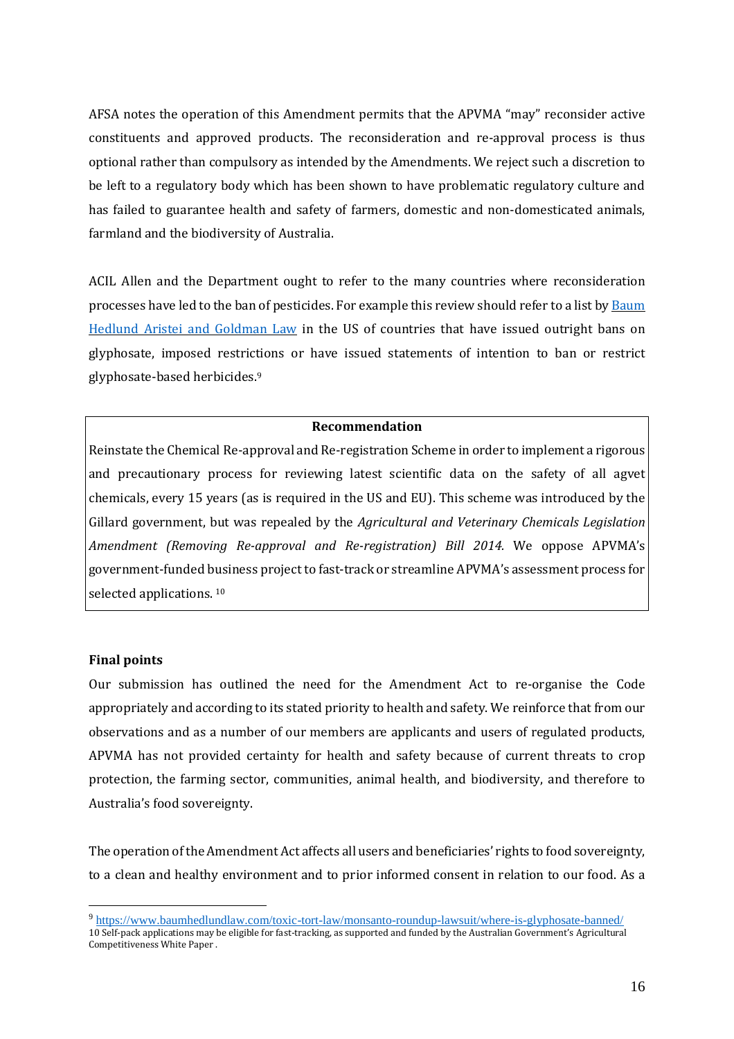AFSA notes the operation of this Amendment permits that the APVMA "may" reconsider active constituents and approved products. The reconsideration and re-approval process is thus optional rather than compulsory as intended by the Amendments. We reject such a discretion to be left to a regulatory body which has been shown to have problematic regulatory culture and has failed to guarantee health and safety of farmers, domestic and non-domesticated animals, farmland and the biodiversity of Australia.

ACIL Allen and the Department ought to refer to the many countries where reconsideration processes have led to the ban of pesticides. For example this review should refer to a list by [Baum Hedlund Aristei and Goldman Law](https://www.baumhedlundlaw.com/toxic-tort-law/monsanto-roundup-lawsuit/where-is-glyphosate-banned/) in the US of countries that have issued outright bans on glyphosate, imposed restrictions or have issued statements of intention to ban or restrict glyphosate-based herbicides.[9]

| **Recommendation** |
| --- |
| Reinstate the Chemical Re-approval and Re-registration Scheme in order to implement a rigorous and precautionary process for reviewing latest scientific data on the safety of all agvet chemicals, every 15 years (as is required in the US and EU). This scheme was introduced by the Gillard government, but was repealed by the *Agricultural and Veterinary Chemicals Legislation Amendment (Removing Re-approval and Re-registration) Bill 2014.* We oppose APVMA's government-funded business project to fast-track or streamline APVMA's assessment process for selected applications. [10] |

**Final points**

Our submission has outlined the need for the Amendment Act to re-organise the Code appropriately and according to its stated priority to health and safety. We reinforce that from our observations and as a number of our members are applicants and users of regulated products, APVMA has not provided certainty for health and safety because of current threats to crop protection, the farming sector, communities, animal health, and biodiversity, and therefore to Australia's food sovereignty.

The operation of the Amendment Act affects all users and beneficiaries' rights to food sovereignty, to a clean and healthy environment and to prior informed consent in relation to our food. As a

---

[9] https://www.baumhedlundlaw.com/toxic-tort-law/monsanto-roundup-lawsuit/where-is-glyphosate-banned/

[10] Self-pack applications may be eligible for fast-tracking, as supported and funded by the Australian Government's Agricultural Competitiveness White Paper .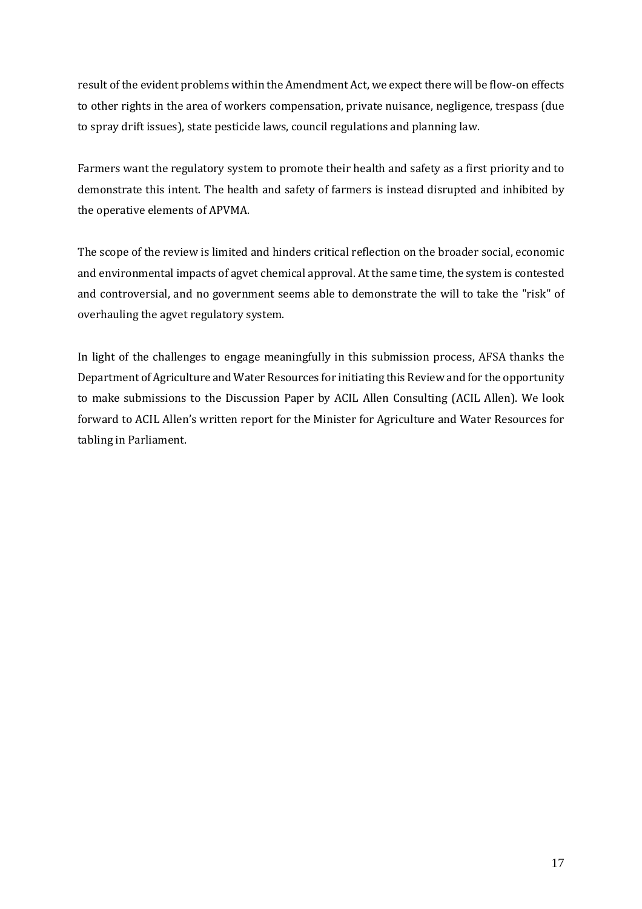result of the evident problems within the Amendment Act, we expect there will be flow-on effects to other rights in the area of workers compensation, private nuisance, negligence, trespass (due to spray drift issues), state pesticide laws, council regulations and planning law.

Farmers want the regulatory system to promote their health and safety as a first priority and to demonstrate this intent. The health and safety of farmers is instead disrupted and inhibited by the operative elements of APVMA.

The scope of the review is limited and hinders critical reflection on the broader social, economic and environmental impacts of agvet chemical approval. At the same time, the system is contested and controversial, and no government seems able to demonstrate the will to take the "risk" of overhauling the agvet regulatory system.

In light of the challenges to engage meaningfully in this submission process, AFSA thanks the Department of Agriculture and Water Resources for initiating this Review and for the opportunity to make submissions to the Discussion Paper by ACIL Allen Consulting (ACIL Allen). We look forward to ACIL Allen's written report for the Minister for Agriculture and Water Resources for tabling in Parliament.